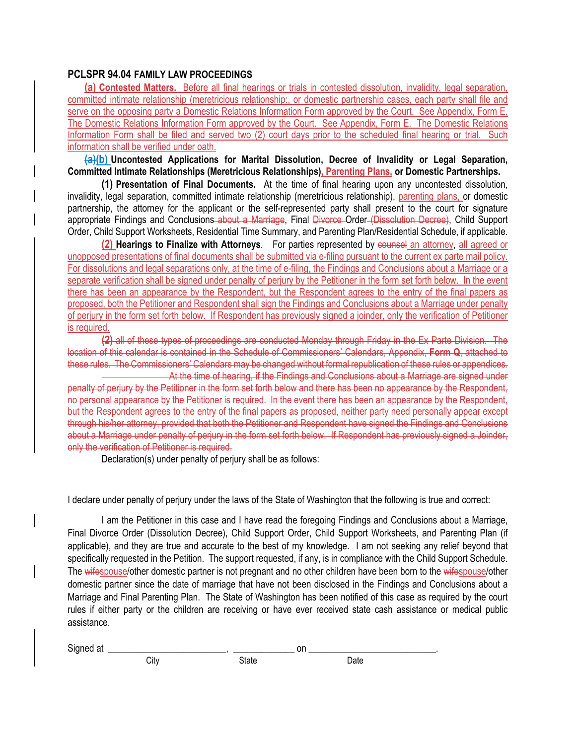**PCLSPR 94.04 FAMILY LAW PROCEEDINGS**

**(a) Contested Matters.** Before all final hearings or trials in contested dissolution, invalidity, legal separation, committed intimate relationship (meretricious relationship:, or domestic partnership cases, each party shall file and serve on the opposing party a Domestic Relations Information Form approved by the Court. See Appendix, Form E. The Domestic Relations Information Form approved by the Court. See Appendix, Form E. The Domestic Relations Information Form shall be filed and served two (2) court days prior to the scheduled final hearing or trial. Such information shall be verified under oath.

**~~(a)~~(b) Uncontested Applications for Marital Dissolution, Decree of Invalidity or Legal Separation, Committed Intimate Relationships (Meretricious Relationships), Parenting Plans, or Domestic Partnerships.**

**(1) Presentation of Final Documents.** At the time of final hearing upon any uncontested dissolution, invalidity, legal separation, committed intimate relationship (meretricious relationship), parenting plans, or domestic partnership, the attorney for the applicant or the self-represented party shall present to the court for signature appropriate Findings and Conclusions ~~about a Marriage~~, Final ~~Divorce~~ Order ~~(Dissolution Decree)~~, Child Support Order, Child Support Worksheets, Residential Time Summary, and Parenting Plan/Residential Schedule, if applicable.

**(2) Hearings to Finalize with Attorneys**. For parties represented by ~~counsel~~ an attorney, all agreed or unopposed presentations of final documents shall be submitted via e-filing pursuant to the current ex parte mail policy. For dissolutions and legal separations only, at the time of e-filing, the Findings and Conclusions about a Marriage or a separate verification shall be signed under penalty of perjury by the Petitioner in the form set forth below. In the event there has been an appearance by the Respondent, but the Respondent agrees to the entry of the final papers as proposed, both the Petitioner and Respondent shall sign the Findings and Conclusions about a Marriage under penalty of perjury in the form set forth below. If Respondent has previously signed a joinder, only the verification of Petitioner is required.

~~**(2)** all of these types of proceedings are conducted Monday through Friday in the Ex Parte Division. The location of this calendar is contained in the Schedule of Commissioners' Calendars, Appendix, **Form Q**, attached to these rules. The Commissioners' Calendars may be changed without formal republication of these rules or appendices.~~

~~At the time of hearing, if the Findings and Conclusions about a Marriage are signed under penalty of perjury by the Petitioner in the form set forth below and there has been no appearance by the Respondent, no personal appearance by the Petitioner is required. In the event there has been an appearance by the Respondent, but the Respondent agrees to the entry of the final papers as proposed, neither party need personally appear except through his/her attorney, provided that both the Petitioner and Respondent have signed the Findings and Conclusions about a Marriage under penalty of perjury in the form set forth below. If Respondent has previously signed a Joinder, only the verification of Petitioner is required.~~

Declaration(s) under penalty of perjury shall be as follows:

I declare under penalty of perjury under the laws of the State of Washington that the following is true and correct:

I am the Petitioner in this case and I have read the foregoing Findings and Conclusions about a Marriage, Final Divorce Order (Dissolution Decree), Child Support Order, Child Support Worksheets, and Parenting Plan (if applicable), and they are true and accurate to the best of my knowledge. I am not seeking any relief beyond that specifically requested in the Petition. The support requested, if any, is in compliance with the Child Support Schedule. The ~~wife~~spouse/other domestic partner is not pregnant and no other children have been born to the ~~wife~~spouse/other domestic partner since the date of marriage that have not been disclosed in the Findings and Conclusions about a Marriage and Final Parenting Plan. The State of Washington has been notified of this case as required by the court rules if either party or the children are receiving or have ever received state cash assistance or medical public assistance.

Signed at ________________________, _____________ on __________________________.
City State Date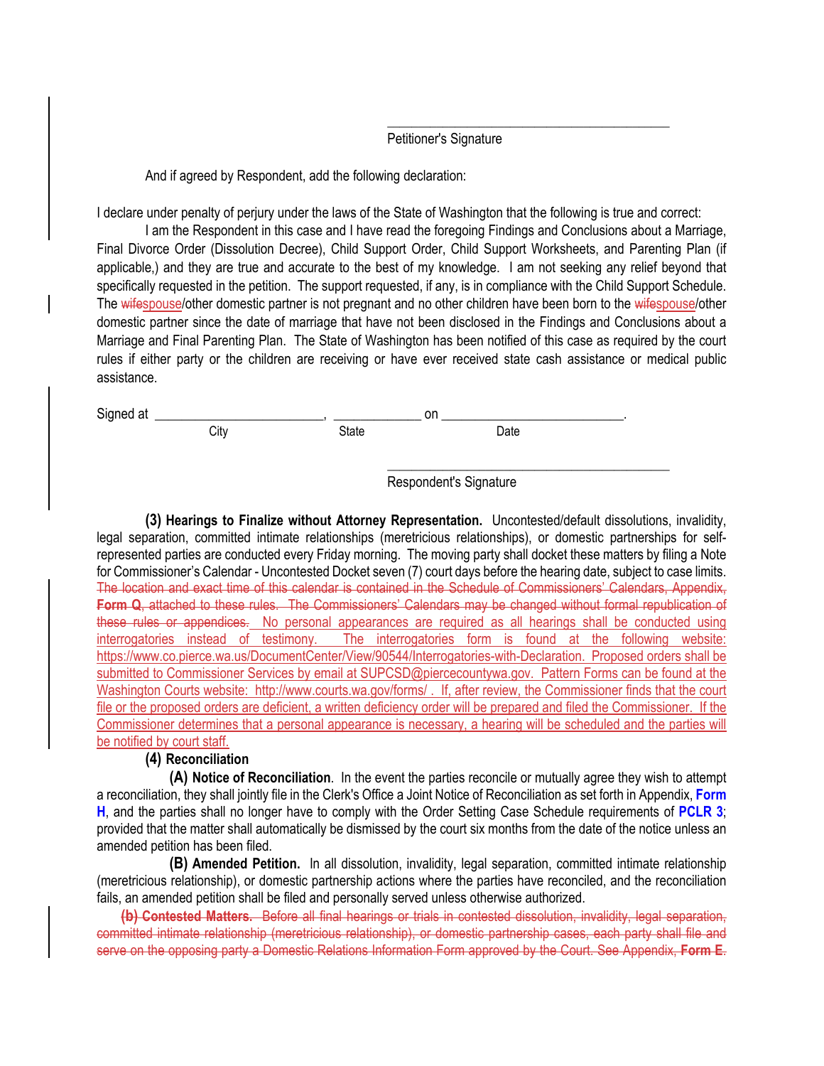\_\_\_\_\_\_\_\_\_\_\_\_\_\_\_\_\_\_\_\_\_\_\_\_\_\_\_\_\_\_\_\_\_\_\_\_\_\_\_\_\_\_\_\_

Petitioner's Signature

And if agreed by Respondent, add the following declaration:

I declare under penalty of perjury under the laws of the State of Washington that the following is true and correct:

I am the Respondent in this case and I have read the foregoing Findings and Conclusions about a Marriage, Final Divorce Order (Dissolution Decree), Child Support Order, Child Support Worksheets, and Parenting Plan (if applicable,) and they are true and accurate to the best of my knowledge. I am not seeking any relief beyond that specifically requested in the petition. The support requested, if any, is in compliance with the Child Support Schedule. The ~~wife~~spouse/other domestic partner is not pregnant and no other children have been born to the ~~wife~~spouse/other domestic partner since the date of marriage that have not been disclosed in the Findings and Conclusions about a Marriage and Final Parenting Plan. The State of Washington has been notified of this case as required by the court rules if either party or the children are receiving or have ever received state cash assistance or medical public assistance.

Signed at \_\_\_\_\_\_\_\_\_\_\_\_\_\_\_\_\_\_\_\_\_\_\_\_\_\_, \_\_\_\_\_\_\_\_\_\_\_\_\_\_ on \_\_\_\_\_\_\_\_\_\_\_\_\_\_\_\_\_\_\_\_\_\_\_\_\_\_\_\_.

City State Date

\_\_\_\_\_\_\_\_\_\_\_\_\_\_\_\_\_\_\_\_\_\_\_\_\_\_\_\_\_\_\_\_\_\_\_\_\_\_\_\_\_\_\_\_

Respondent's Signature

**(3) Hearings to Finalize without Attorney Representation.** Uncontested/default dissolutions, invalidity, legal separation, committed intimate relationships (meretricious relationships), or domestic partnerships for self-represented parties are conducted every Friday morning. The moving party shall docket these matters by filing a Note for Commissioner's Calendar - Uncontested Docket seven (7) court days before the hearing date, subject to case limits. ~~The location and exact time of this calendar is contained in the Schedule of Commissioners' Calendars, Appendix, **Form Q**, attached to these rules. The Commissioners' Calendars may be changed without formal republication of these rules or appendices.~~ No personal appearances are required as all hearings shall be conducted using interrogatories instead of testimony. The interrogatories form is found at the following website: https://www.co.pierce.wa.us/DocumentCenter/View/90544/Interrogatories-with-Declaration. Proposed orders shall be submitted to Commissioner Services by email at SUPCSD@piercecountywa.gov. Pattern Forms can be found at the Washington Courts website: http://www.courts.wa.gov/forms/ . If, after review, the Commissioner finds that the court file or the proposed orders are deficient, a written deficiency order will be prepared and filed the Commissioner. If the Commissioner determines that a personal appearance is necessary, a hearing will be scheduled and the parties will be notified by court staff.

**(4) Reconciliation**

**(A) Notice of Reconciliation**. In the event the parties reconcile or mutually agree they wish to attempt a reconciliation, they shall jointly file in the Clerk's Office a Joint Notice of Reconciliation as set forth in Appendix, **Form H**, and the parties shall no longer have to comply with the Order Setting Case Schedule requirements of **PCLR 3**; provided that the matter shall automatically be dismissed by the court six months from the date of the notice unless an amended petition has been filed.

**(B) Amended Petition.** In all dissolution, invalidity, legal separation, committed intimate relationship (meretricious relationship), or domestic partnership actions where the parties have reconciled, and the reconciliation fails, an amended petition shall be filed and personally served unless otherwise authorized.

~~**(b) Contested Matters.** Before all final hearings or trials in contested dissolution, invalidity, legal separation, committed intimate relationship (meretricious relationship), or domestic partnership cases, each party shall file and serve on the opposing party a Domestic Relations Information Form approved by the Court. See Appendix, **Form E**.~~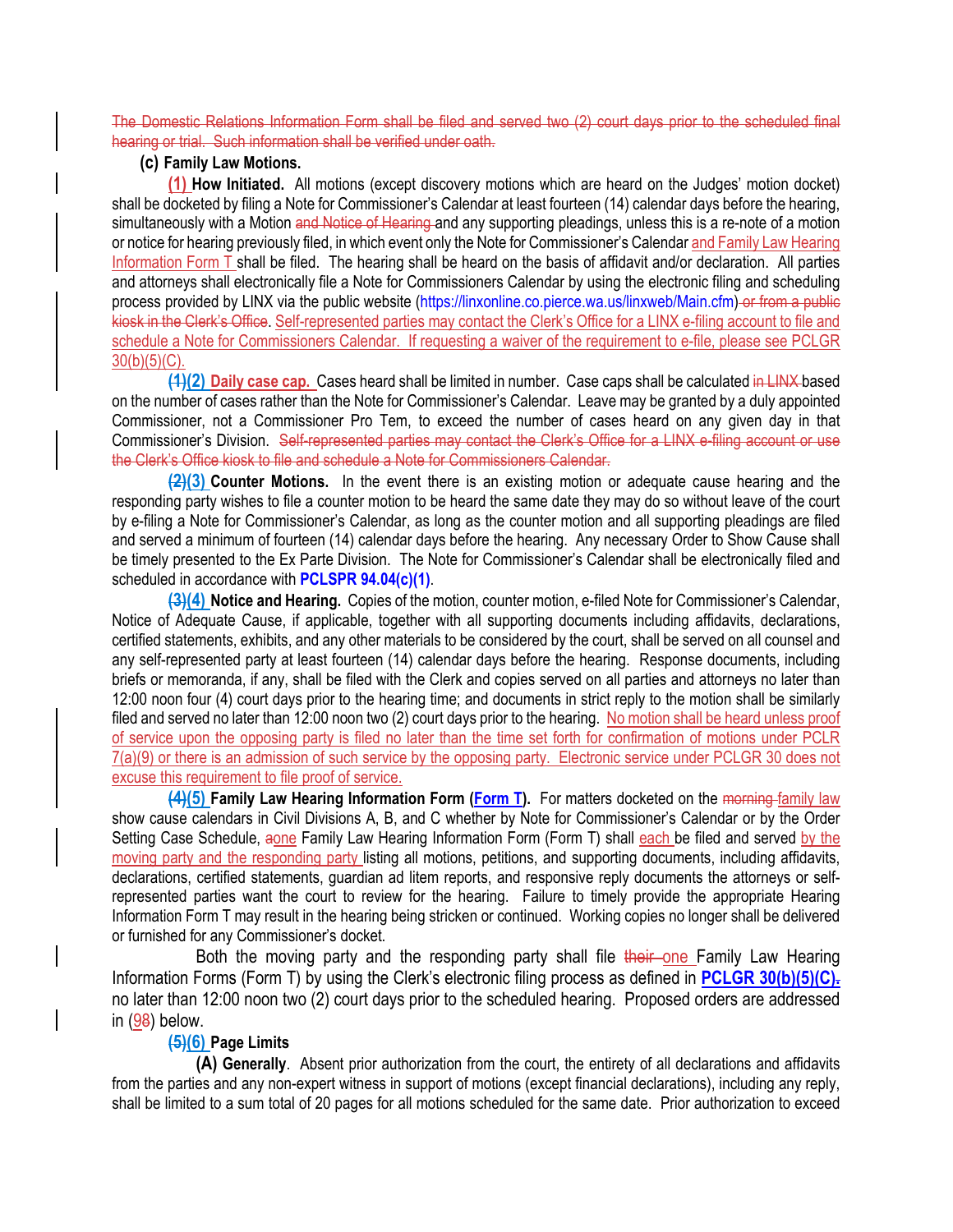~~The Domestic Relations Information Form shall be filed and served two (2) court days prior to the scheduled final hearing or trial. Such information shall be verified under oath.~~

**(c) Family Law Motions.**

**(1) How Initiated.** All motions (except discovery motions which are heard on the Judges' motion docket) shall be docketed by filing a Note for Commissioner's Calendar at least fourteen (14) calendar days before the hearing, simultaneously with a Motion ~~and Notice of Hearing~~ and any supporting pleadings, unless this is a re-note of a motion or notice for hearing previously filed, in which event only the Note for Commissioner's Calendar and Family Law Hearing Information Form T shall be filed. The hearing shall be heard on the basis of affidavit and/or declaration. All parties and attorneys shall electronically file a Note for Commissioners Calendar by using the electronic filing and scheduling process provided by LINX via the public website (https://linxonline.co.pierce.wa.us/linxweb/Main.cfm) ~~or from a public kiosk in the Clerk's Office~~. Self-represented parties may contact the Clerk's Office for a LINX e-filing account to file and schedule a Note for Commissioners Calendar. If requesting a waiver of the requirement to e-file, please see PCLGR 30(b)(5)(C).

**~~(1)~~(2) Daily case cap.** Cases heard shall be limited in number. Case caps shall be calculated ~~in LINX~~ based on the number of cases rather than the Note for Commissioner's Calendar. Leave may be granted by a duly appointed Commissioner, not a Commissioner Pro Tem, to exceed the number of cases heard on any given day in that Commissioner's Division. ~~Self-represented parties may contact the Clerk's Office for a LINX e-filing account or use the Clerk's Office kiosk to file and schedule a Note for Commissioners Calendar.~~

**~~(2)~~(3) Counter Motions.** In the event there is an existing motion or adequate cause hearing and the responding party wishes to file a counter motion to be heard the same date they may do so without leave of the court by e-filing a Note for Commissioner's Calendar, as long as the counter motion and all supporting pleadings are filed and served a minimum of fourteen (14) calendar days before the hearing. Any necessary Order to Show Cause shall be timely presented to the Ex Parte Division. The Note for Commissioner's Calendar shall be electronically filed and scheduled in accordance with **PCLSPR 94.04(c)(1)**.

**~~(3)~~(4) Notice and Hearing.** Copies of the motion, counter motion, e-filed Note for Commissioner's Calendar, Notice of Adequate Cause, if applicable, together with all supporting documents including affidavits, declarations, certified statements, exhibits, and any other materials to be considered by the court, shall be served on all counsel and any self-represented party at least fourteen (14) calendar days before the hearing. Response documents, including briefs or memoranda, if any, shall be filed with the Clerk and copies served on all parties and attorneys no later than 12:00 noon four (4) court days prior to the hearing time; and documents in strict reply to the motion shall be similarly filed and served no later than 12:00 noon two (2) court days prior to the hearing. No motion shall be heard unless proof of service upon the opposing party is filed no later than the time set forth for confirmation of motions under PCLR 7(a)(9) or there is an admission of such service by the opposing party. Electronic service under PCLGR 30 does not excuse this requirement to file proof of service.

**~~(4)~~(5) Family Law Hearing Information Form (Form T).** For matters docketed on the ~~morning~~ family law show cause calendars in Civil Divisions A, B, and C whether by Note for Commissioner's Calendar or by the Order Setting Case Schedule, ~~a~~one Family Law Hearing Information Form (Form T) shall each be filed and served by the moving party and the responding party listing all motions, petitions, and supporting documents, including affidavits, declarations, certified statements, guardian ad litem reports, and responsive reply documents the attorneys or self-represented parties want the court to review for the hearing. Failure to timely provide the appropriate Hearing Information Form T may result in the hearing being stricken or continued. Working copies no longer shall be delivered or furnished for any Commissioner's docket.

Both the moving party and the responding party shall file ~~their~~ one Family Law Hearing Information Forms (Form T) by using the Clerk's electronic filing process as defined in **PCLGR 30(b)(5)(C)**~~.~~ no later than 12:00 noon two (2) court days prior to the scheduled hearing. Proposed orders are addressed in (9~~8~~) below.

**~~(5)~~(6) Page Limits**

**(A) Generally**. Absent prior authorization from the court, the entirety of all declarations and affidavits from the parties and any non-expert witness in support of motions (except financial declarations), including any reply, shall be limited to a sum total of 20 pages for all motions scheduled for the same date. Prior authorization to exceed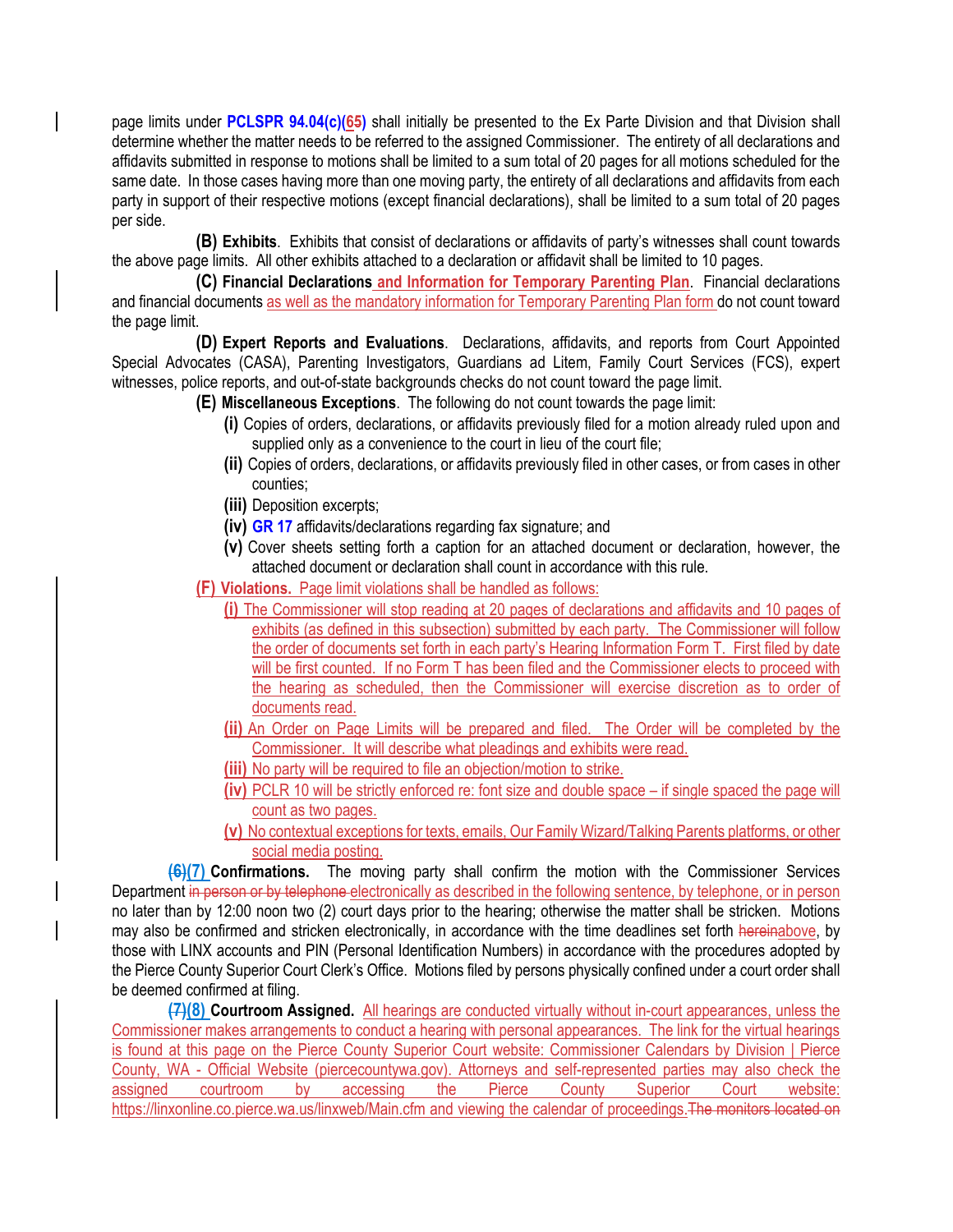page limits under **PCLSPR 94.04(c)(65)** shall initially be presented to the Ex Parte Division and that Division shall determine whether the matter needs to be referred to the assigned Commissioner. The entirety of all declarations and affidavits submitted in response to motions shall be limited to a sum total of 20 pages for all motions scheduled for the same date. In those cases having more than one moving party, the entirety of all declarations and affidavits from each party in support of their respective motions (except financial declarations), shall be limited to a sum total of 20 pages per side.

**(B) Exhibits**. Exhibits that consist of declarations or affidavits of party's witnesses shall count towards the above page limits. All other exhibits attached to a declaration or affidavit shall be limited to 10 pages.

**(C) Financial Declarations and Information for Temporary Parenting Plan**. Financial declarations and financial documents as well as the mandatory information for Temporary Parenting Plan form do not count toward the page limit.

**(D) Expert Reports and Evaluations**. Declarations, affidavits, and reports from Court Appointed Special Advocates (CASA), Parenting Investigators, Guardians ad Litem, Family Court Services (FCS), expert witnesses, police reports, and out-of-state backgrounds checks do not count toward the page limit.

**(E) Miscellaneous Exceptions**. The following do not count towards the page limit:

- **(i)** Copies of orders, declarations, or affidavits previously filed for a motion already ruled upon and supplied only as a convenience to the court in lieu of the court file;
- **(ii)** Copies of orders, declarations, or affidavits previously filed in other cases, or from cases in other counties;
- **(iii)** Deposition excerpts;
- **(iv)** **GR 17** affidavits/declarations regarding fax signature; and
- **(v)** Cover sheets setting forth a caption for an attached document or declaration, however, the attached document or declaration shall count in accordance with this rule.

**(F) Violations.** Page limit violations shall be handled as follows:

- **(i)** The Commissioner will stop reading at 20 pages of declarations and affidavits and 10 pages of exhibits (as defined in this subsection) submitted by each party. The Commissioner will follow the order of documents set forth in each party's Hearing Information Form T. First filed by date will be first counted. If no Form T has been filed and the Commissioner elects to proceed with the hearing as scheduled, then the Commissioner will exercise discretion as to order of documents read.
- **(ii)** An Order on Page Limits will be prepared and filed. The Order will be completed by the Commissioner. It will describe what pleadings and exhibits were read.
- **(iii)** No party will be required to file an objection/motion to strike.
- **(iv)** PCLR 10 will be strictly enforced re: font size and double space – if single spaced the page will count as two pages.
- **(v)** No contextual exceptions for texts, emails, Our Family Wizard/Talking Parents platforms, or other social media posting.

**~~(6)~~(7) Confirmations.** The moving party shall confirm the motion with the Commissioner Services Department ~~in person or by telephone~~ electronically as described in the following sentence, by telephone, or in person no later than by 12:00 noon two (2) court days prior to the hearing; otherwise the matter shall be stricken. Motions may also be confirmed and stricken electronically, in accordance with the time deadlines set forth ~~herein~~above, by those with LINX accounts and PIN (Personal Identification Numbers) in accordance with the procedures adopted by the Pierce County Superior Court Clerk's Office. Motions filed by persons physically confined under a court order shall be deemed confirmed at filing.

**~~(7)~~(8) Courtroom Assigned.** All hearings are conducted virtually without in-court appearances, unless the Commissioner makes arrangements to conduct a hearing with personal appearances. The link for the virtual hearings is found at this page on the Pierce County Superior Court website: Commissioner Calendars by Division | Pierce County, WA - Official Website (piercecountywa.gov). Attorneys and self-represented parties may also check the assigned courtroom by accessing the Pierce County Superior Court website: https://linxonline.co.pierce.wa.us/linxweb/Main.cfm and viewing the calendar of proceedings.~~The monitors located on~~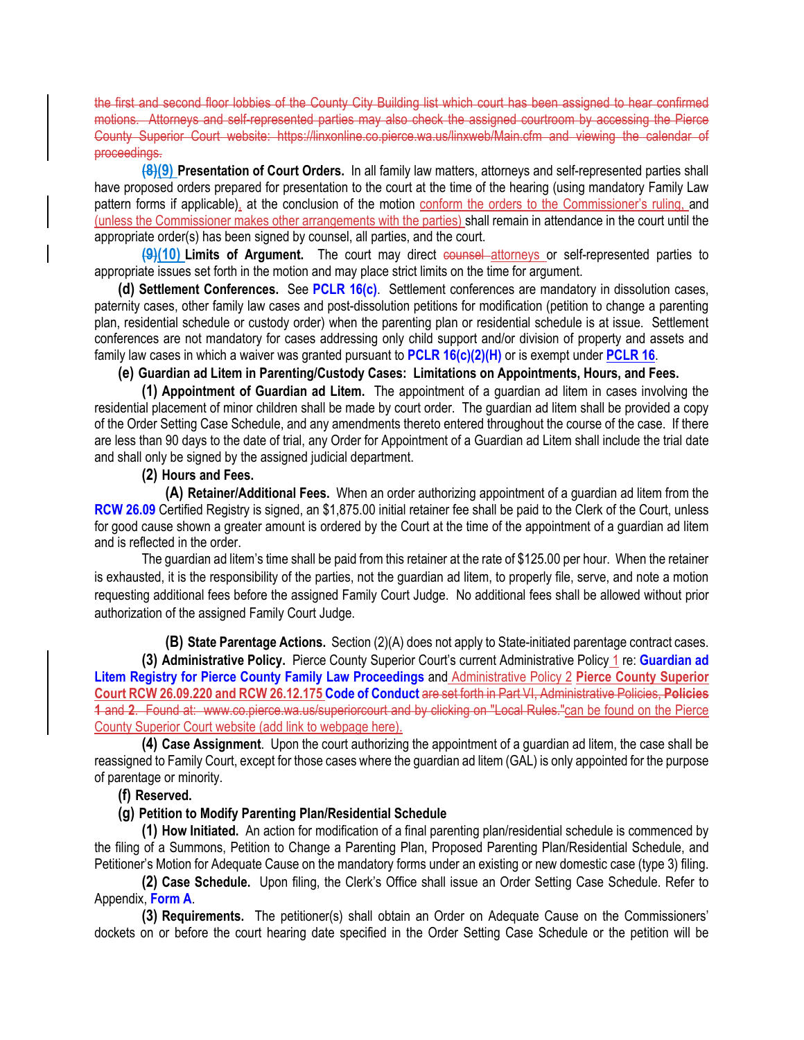~~the first and second floor lobbies of the County City Building list which court has been assigned to hear confirmed motions. Attorneys and self-represented parties may also check the assigned courtroom by accessing the Pierce County Superior Court website: https://linxonline.co.pierce.wa.us/linxweb/Main.cfm and viewing the calendar of proceedings.~~

~~(8)~~(9) **Presentation of Court Orders.** In all family law matters, attorneys and self-represented parties shall have proposed orders prepared for presentation to the court at the time of the hearing (using mandatory Family Law pattern forms if applicable), at the conclusion of the motion conform the orders to the Commissioner's ruling, and (unless the Commissioner makes other arrangements with the parties) shall remain in attendance in the court until the appropriate order(s) has been signed by counsel, all parties, and the court.

~~(9)~~(10) **Limits of Argument.** The court may direct ~~counsel~~ attorneys or self-represented parties to appropriate issues set forth in the motion and may place strict limits on the time for argument.

**(d) Settlement Conferences.** See **PCLR 16(c)**. Settlement conferences are mandatory in dissolution cases, paternity cases, other family law cases and post-dissolution petitions for modification (petition to change a parenting plan, residential schedule or custody order) when the parenting plan or residential schedule is at issue. Settlement conferences are not mandatory for cases addressing only child support and/or division of property and assets and family law cases in which a waiver was granted pursuant to **PCLR 16(c)(2)(H)** or is exempt under **PCLR 16**.

**(e) Guardian ad Litem in Parenting/Custody Cases: Limitations on Appointments, Hours, and Fees.**

**(1) Appointment of Guardian ad Litem.** The appointment of a guardian ad litem in cases involving the residential placement of minor children shall be made by court order. The guardian ad litem shall be provided a copy of the Order Setting Case Schedule, and any amendments thereto entered throughout the course of the case. If there are less than 90 days to the date of trial, any Order for Appointment of a Guardian ad Litem shall include the trial date and shall only be signed by the assigned judicial department.

**(2) Hours and Fees.**

**(A) Retainer/Additional Fees.** When an order authorizing appointment of a guardian ad litem from the **RCW 26.09** Certified Registry is signed, an $1,875.00 initial retainer fee shall be paid to the Clerk of the Court, unless for good cause shown a greater amount is ordered by the Court at the time of the appointment of a guardian ad litem and is reflected in the order.

The guardian ad litem's time shall be paid from this retainer at the rate of $125.00 per hour. When the retainer is exhausted, it is the responsibility of the parties, not the guardian ad litem, to properly file, serve, and note a motion requesting additional fees before the assigned Family Court Judge. No additional fees shall be allowed without prior authorization of the assigned Family Court Judge.

**(B) State Parentage Actions.** Section (2)(A) does not apply to State-initiated parentage contract cases.

**(3) Administrative Policy.** Pierce County Superior Court's current Administrative Policy 1 re: **Guardian ad Litem Registry for Pierce County Family Law Proceedings** and Administrative Policy 2 **Pierce County Superior Court RCW 26.09.220 and RCW 26.12.175 Code of Conduct** ~~are set forth in Part VI, Administrative Policies, **Policies 1** and **2**. Found at: www.co.pierce.wa.us/superiorcourt and by clicking on "Local Rules."~~ can be found on the Pierce County Superior Court website (add link to webpage here).

**(4) Case Assignment**. Upon the court authorizing the appointment of a guardian ad litem, the case shall be reassigned to Family Court, except for those cases where the guardian ad litem (GAL) is only appointed for the purpose of parentage or minority.

**(f) Reserved.**

**(g) Petition to Modify Parenting Plan/Residential Schedule**

**(1) How Initiated.** An action for modification of a final parenting plan/residential schedule is commenced by the filing of a Summons, Petition to Change a Parenting Plan, Proposed Parenting Plan/Residential Schedule, and Petitioner's Motion for Adequate Cause on the mandatory forms under an existing or new domestic case (type 3) filing.

**(2) Case Schedule.** Upon filing, the Clerk's Office shall issue an Order Setting Case Schedule. Refer to Appendix, **Form A**.

**(3) Requirements.** The petitioner(s) shall obtain an Order on Adequate Cause on the Commissioners' dockets on or before the court hearing date specified in the Order Setting Case Schedule or the petition will be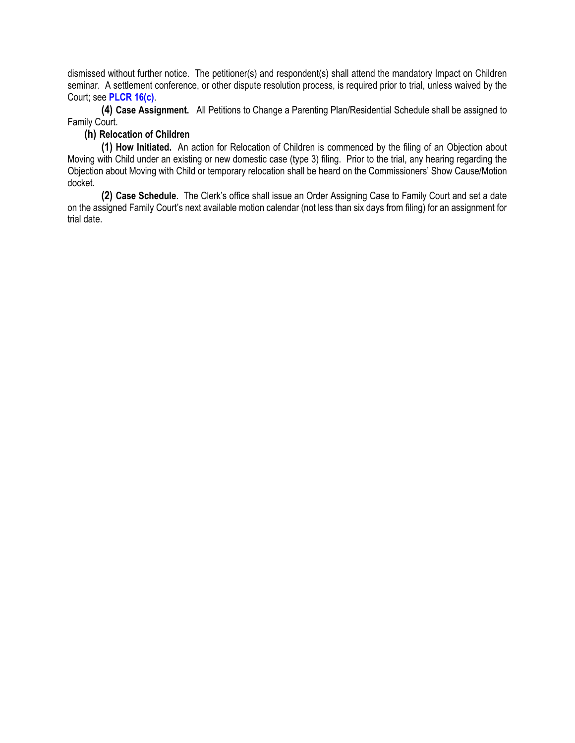dismissed without further notice. The petitioner(s) and respondent(s) shall attend the mandatory Impact on Children seminar. A settlement conference, or other dispute resolution process, is required prior to trial, unless waived by the Court; see **PLCR 16(c)**.

**(4) Case Assignment.** All Petitions to Change a Parenting Plan/Residential Schedule shall be assigned to Family Court.

**(h) Relocation of Children**

**(1) How Initiated.** An action for Relocation of Children is commenced by the filing of an Objection about Moving with Child under an existing or new domestic case (type 3) filing. Prior to the trial, any hearing regarding the Objection about Moving with Child or temporary relocation shall be heard on the Commissioners' Show Cause/Motion docket.

**(2) Case Schedule**. The Clerk's office shall issue an Order Assigning Case to Family Court and set a date on the assigned Family Court's next available motion calendar (not less than six days from filing) for an assignment for trial date.